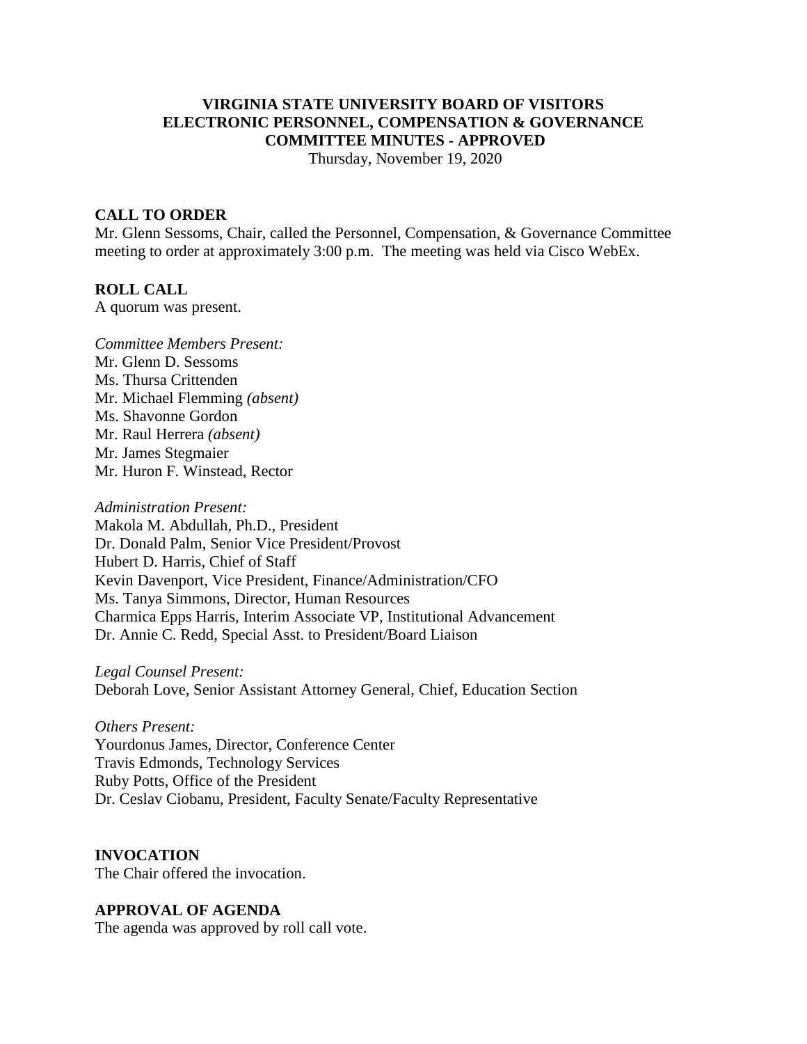# VIRGINIA STATE UNIVERSITY BOARD OF VISITORS
# ELECTRONIC PERSONNEL, COMPENSATION & GOVERNANCE
# COMMITTEE MINUTES - APPROVED

Thursday, November 19, 2020

## CALL TO ORDER

Mr. Glenn Sessoms, Chair, called the Personnel, Compensation, & Governance Committee meeting to order at approximately 3:00 p.m. The meeting was held via Cisco WebEx.

## ROLL CALL

A quorum was present.

*Committee Members Present:*
Mr. Glenn D. Sessoms
Ms. Thursa Crittenden
Mr. Michael Flemming *(absent)*
Ms. Shavonne Gordon
Mr. Raul Herrera *(absent)*
Mr. James Stegmaier
Mr. Huron F. Winstead, Rector

*Administration Present:*
Makola M. Abdullah, Ph.D., President
Dr. Donald Palm, Senior Vice President/Provost
Hubert D. Harris, Chief of Staff
Kevin Davenport, Vice President, Finance/Administration/CFO
Ms. Tanya Simmons, Director, Human Resources
Charmica Epps Harris, Interim Associate VP, Institutional Advancement
Dr. Annie C. Redd, Special Asst. to President/Board Liaison

*Legal Counsel Present:*
Deborah Love, Senior Assistant Attorney General, Chief, Education Section

*Others Present:*
Yourdonus James, Director, Conference Center
Travis Edmonds, Technology Services
Ruby Potts, Office of the President
Dr. Ceslav Ciobanu, President, Faculty Senate/Faculty Representative

## INVOCATION

The Chair offered the invocation.

## APPROVAL OF AGENDA

The agenda was approved by roll call vote.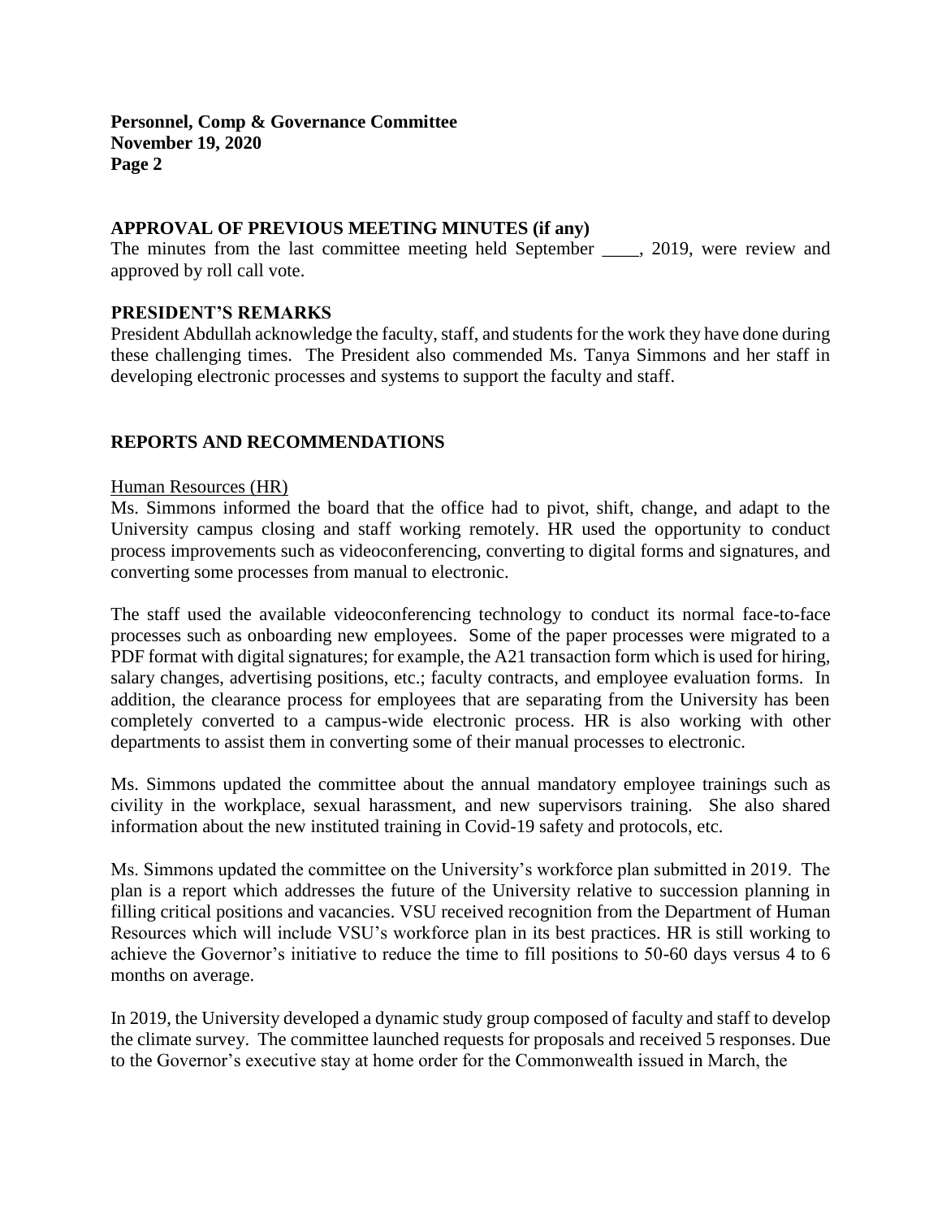## APPROVAL OF PREVIOUS MEETING MINUTES (if any)

The minutes from the last committee meeting held September ____, 2019, were review and approved by roll call vote.

## PRESIDENT'S REMARKS

President Abdullah acknowledge the faculty, staff, and students for the work they have done during these challenging times. The President also commended Ms. Tanya Simmons and her staff in developing electronic processes and systems to support the faculty and staff.

## REPORTS AND RECOMMENDATIONS

<u>Human Resources (HR)</u>

Ms. Simmons informed the board that the office had to pivot, shift, change, and adapt to the University campus closing and staff working remotely. HR used the opportunity to conduct process improvements such as videoconferencing, converting to digital forms and signatures, and converting some processes from manual to electronic.

The staff used the available videoconferencing technology to conduct its normal face-to-face processes such as onboarding new employees. Some of the paper processes were migrated to a PDF format with digital signatures; for example, the A21 transaction form which is used for hiring, salary changes, advertising positions, etc.; faculty contracts, and employee evaluation forms. In addition, the clearance process for employees that are separating from the University has been completely converted to a campus-wide electronic process. HR is also working with other departments to assist them in converting some of their manual processes to electronic.

Ms. Simmons updated the committee about the annual mandatory employee trainings such as civility in the workplace, sexual harassment, and new supervisors training. She also shared information about the new instituted training in Covid-19 safety and protocols, etc.

Ms. Simmons updated the committee on the University's workforce plan submitted in 2019. The plan is a report which addresses the future of the University relative to succession planning in filling critical positions and vacancies. VSU received recognition from the Department of Human Resources which will include VSU's workforce plan in its best practices. HR is still working to achieve the Governor's initiative to reduce the time to fill positions to 50-60 days versus 4 to 6 months on average.

In 2019, the University developed a dynamic study group composed of faculty and staff to develop the climate survey. The committee launched requests for proposals and received 5 responses. Due to the Governor's executive stay at home order for the Commonwealth issued in March, the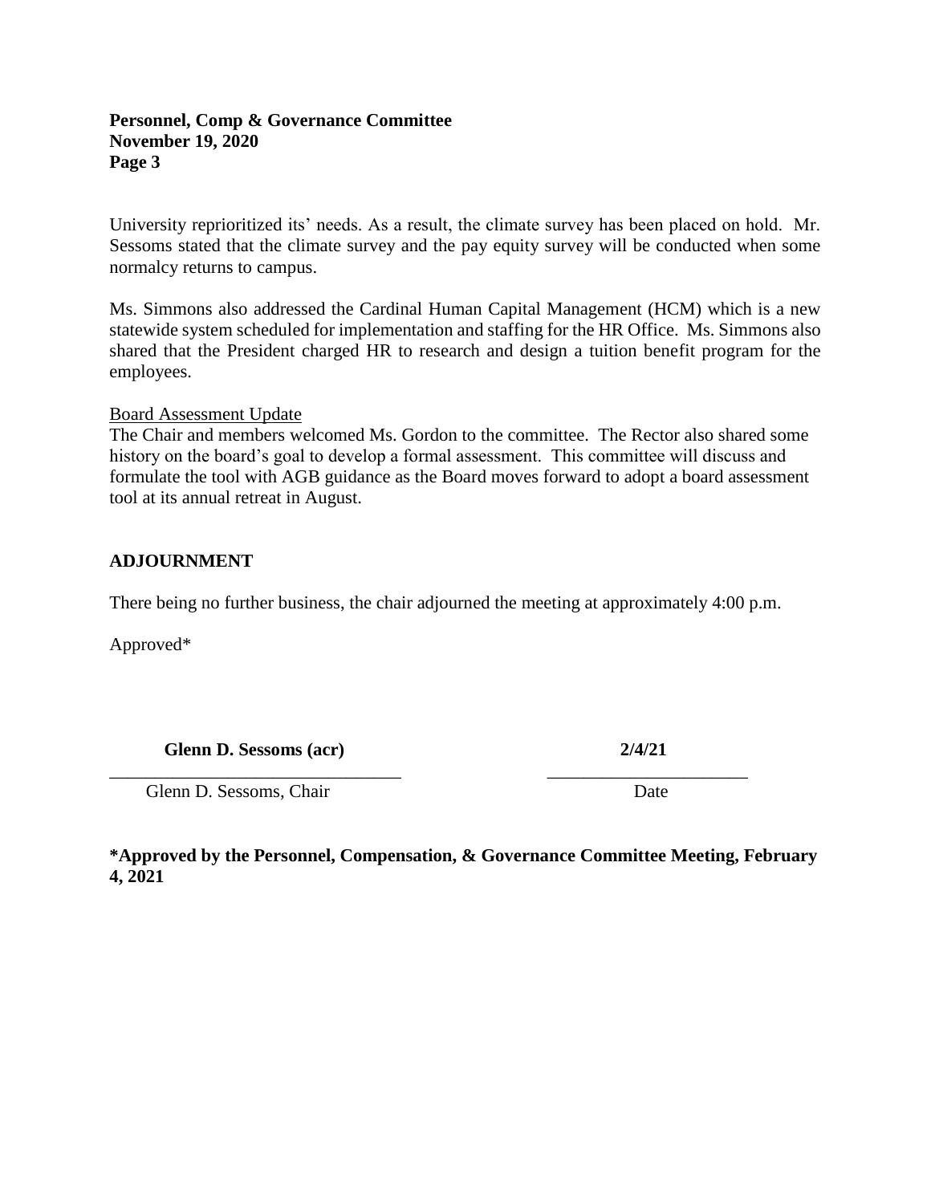University reprioritized its' needs. As a result, the climate survey has been placed on hold. Mr. Sessoms stated that the climate survey and the pay equity survey will be conducted when some normalcy returns to campus.

Ms. Simmons also addressed the Cardinal Human Capital Management (HCM) which is a new statewide system scheduled for implementation and staffing for the HR Office. Ms. Simmons also shared that the President charged HR to research and design a tuition benefit program for the employees.

Board Assessment Update

The Chair and members welcomed Ms. Gordon to the committee. The Rector also shared some history on the board's goal to develop a formal assessment. This committee will discuss and formulate the tool with AGB guidance as the Board moves forward to adopt a board assessment tool at its annual retreat in August.

## ADJOURNMENT

There being no further business, the chair adjourned the meeting at approximately 4:00 p.m.

Approved*

**Glenn D. Sessoms (acr)** **2/4/21**

Glenn D. Sessoms, Chair Date

**\*Approved by the Personnel, Compensation, & Governance Committee Meeting, February 4, 2021**